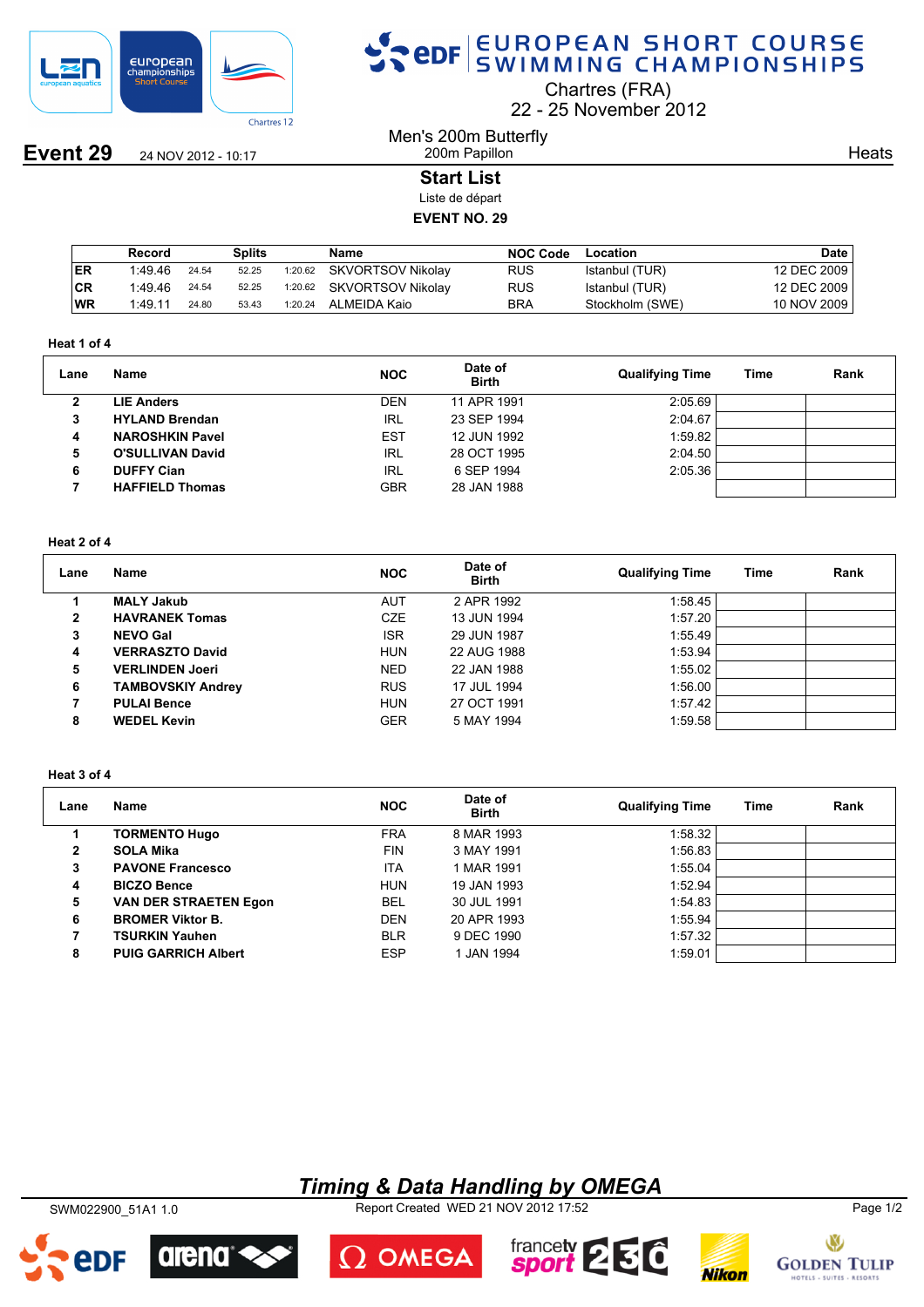# EUROPEAN SHORT COURSE SWIMMING CHAMPIONSHIPS

Chartres (FRA)
22 - 25 November 2012

## Event 29

24 NOV 2012 - 10:17

Men's 200m Butterfly
200m Papillon

Heats

### Start List

Liste de départ

**EVENT NO. 29**

| | Record | Splits | | | Name | NOC Code | Location | Date |
|---|---|---|---|---|---|---|---|---|
| ER | 1:49.46 | 24.54 | 52.25 | 1:20.62 | SKVORTSOV Nikolay | RUS | Istanbul (TUR) | 12 DEC 2009 |
| CR | 1:49.46 | 24.54 | 52.25 | 1:20.62 | SKVORTSOV Nikolay | RUS | Istanbul (TUR) | 12 DEC 2009 |
| WR | 1:49.11 | 24.80 | 53.43 | 1:20.24 | ALMEIDA Kaio | BRA | Stockholm (SWE) | 10 NOV 2009 |

**Heat 1 of 4**

| Lane | Name | NOC | Date of Birth | Qualifying Time | Time | Rank |
|---|---|---|---|---|---|---|
| 2 | **LIE Anders** | DEN | 11 APR 1991 | 2:05.69 | | |
| 3 | **HYLAND Brendan** | IRL | 23 SEP 1994 | 2:04.67 | | |
| 4 | **NAROSHKIN Pavel** | EST | 12 JUN 1992 | 1:59.82 | | |
| 5 | **O'SULLIVAN David** | IRL | 28 OCT 1995 | 2:04.50 | | |
| 6 | **DUFFY Cian** | IRL | 6 SEP 1994 | 2:05.36 | | |
| 7 | **HAFFIELD Thomas** | GBR | 28 JAN 1988 | | | |

**Heat 2 of 4**

| Lane | Name | NOC | Date of Birth | Qualifying Time | Time | Rank |
|---|---|---|---|---|---|---|
| 1 | **MALY Jakub** | AUT | 2 APR 1992 | 1:58.45 | | |
| 2 | **HAVRANEK Tomas** | CZE | 13 JUN 1994 | 1:57.20 | | |
| 3 | **NEVO Gal** | ISR | 29 JUN 1987 | 1:55.49 | | |
| 4 | **VERRASZTO David** | HUN | 22 AUG 1988 | 1:53.94 | | |
| 5 | **VERLINDEN Joeri** | NED | 22 JAN 1988 | 1:55.02 | | |
| 6 | **TAMBOVSKIY Andrey** | RUS | 17 JUL 1994 | 1:56.00 | | |
| 7 | **PULAI Bence** | HUN | 27 OCT 1991 | 1:57.42 | | |
| 8 | **WEDEL Kevin** | GER | 5 MAY 1994 | 1:59.58 | | |

**Heat 3 of 4**

| Lane | Name | NOC | Date of Birth | Qualifying Time | Time | Rank |
|---|---|---|---|---|---|---|
| 1 | **TORMENTO Hugo** | FRA | 8 MAR 1993 | 1:58.32 | | |
| 2 | **SOLA Mika** | FIN | 3 MAY 1991 | 1:56.83 | | |
| 3 | **PAVONE Francesco** | ITA | 1 MAR 1991 | 1:55.04 | | |
| 4 | **BICZO Bence** | HUN | 19 JAN 1993 | 1:52.94 | | |
| 5 | **VAN DER STRAETEN Egon** | BEL | 30 JUL 1991 | 1:54.83 | | |
| 6 | **BROMER Viktor B.** | DEN | 20 APR 1993 | 1:55.94 | | |
| 7 | **TSURKIN Yauhen** | BLR | 9 DEC 1990 | 1:57.32 | | |
| 8 | **PUIG GARRICH Albert** | ESP | 1 JAN 1994 | 1:59.01 | | |

*Timing & Data Handling by OMEGA*

SWM022900_51A1 1.0 Report Created WED 21 NOV 2012 17:52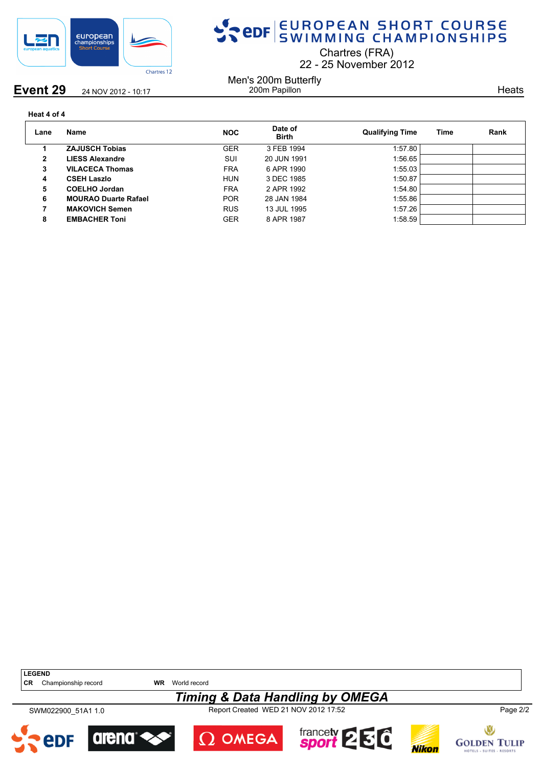# EUROPEAN SHORT COURSE SWIMMING CHAMPIONSHIPS

Chartres (FRA)
22 - 25 November 2012

**Event 29** 24 NOV 2012 - 10:17

Men's 200m Butterfly
200m Papillon

Heats

**Heat 4 of 4**

| Lane | Name | NOC | Date of Birth | Qualifying Time | Time | Rank |
|---|---|---|---|---|---|---|
| 1 | **ZAJUSCH Tobias** | GER | 3 FEB 1994 | 1:57.80 | | |
| 2 | **LIESS Alexandre** | SUI | 20 JUN 1991 | 1:56.65 | | |
| 3 | **VILACECA Thomas** | FRA | 6 APR 1990 | 1:55.03 | | |
| 4 | **CSEH Laszlo** | HUN | 3 DEC 1985 | 1:50.87 | | |
| 5 | **COELHO Jordan** | FRA | 2 APR 1992 | 1:54.80 | | |
| 6 | **MOURAO Duarte Rafael** | POR | 28 JAN 1984 | 1:55.86 | | |
| 7 | **MAKOVICH Semen** | RUS | 13 JUL 1995 | 1:57.26 | | |
| 8 | **EMBACHER Toni** | GER | 8 APR 1987 | 1:58.59 | | |

**LEGEND**
**CR** Championship record **WR** World record

***Timing & Data Handling by OMEGA***

SWM022900_51A1 1.0 Report Created WED 21 NOV 2012 17:52